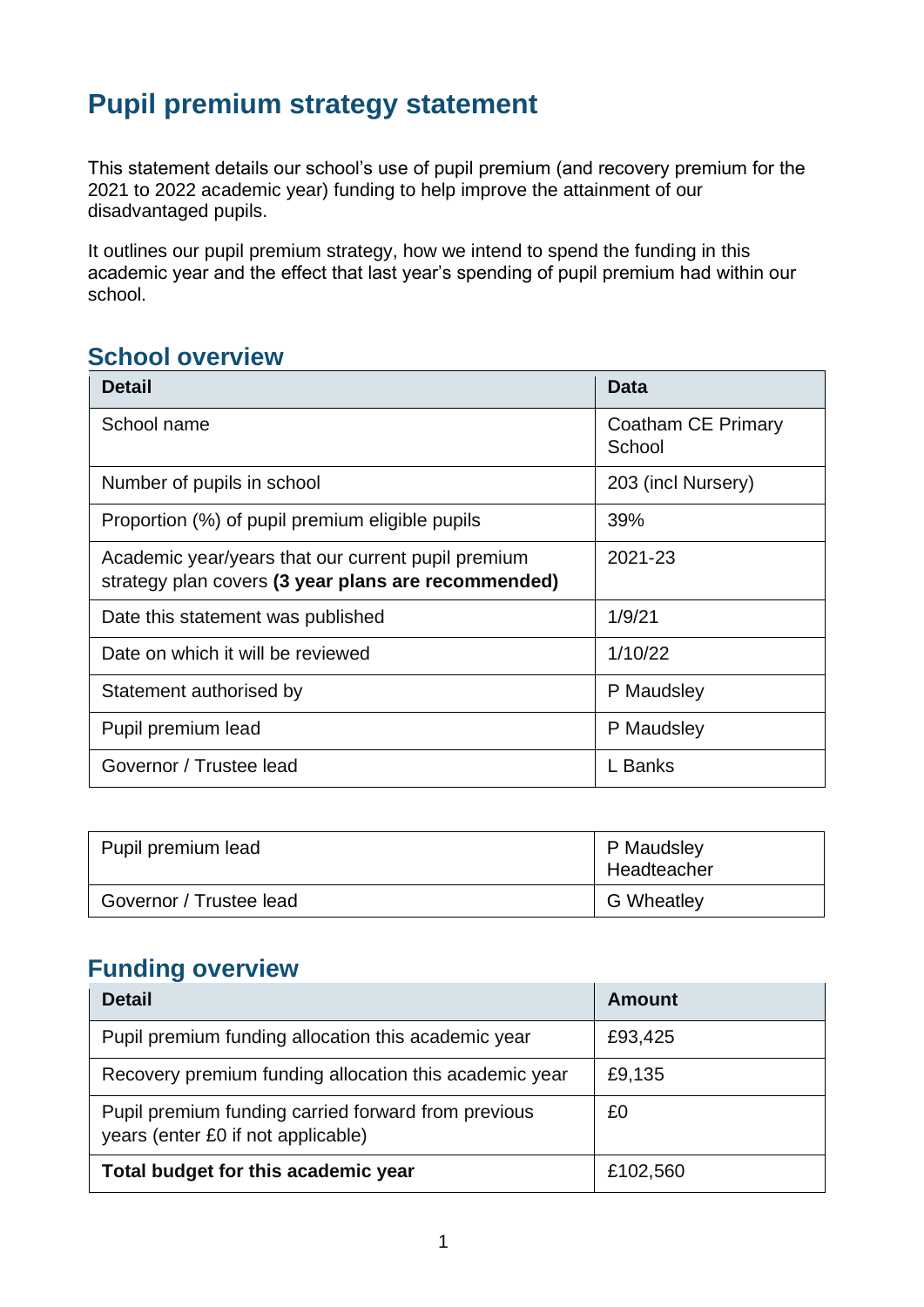# Pupil premium strategy statement

This statement details our school's use of pupil premium (and recovery premium for the 2021 to 2022 academic year) funding to help improve the attainment of our disadvantaged pupils.

It outlines our pupil premium strategy, how we intend to spend the funding in this academic year and the effect that last year's spending of pupil premium had within our school.

## School overview

| Detail | Data |
|---|---|
| School name | Coatham CE Primary School |
| Number of pupils in school | 203 (incl Nursery) |
| Proportion (%) of pupil premium eligible pupils | 39% |
| Academic year/years that our current pupil premium strategy plan covers **(3 year plans are recommended)** | 2021-23 |
| Date this statement was published | 1/9/21 |
| Date on which it will be reviewed | 1/10/22 |
| Statement authorised by | P Maudsley |
| Pupil premium lead | P Maudsley |
| Governor / Trustee lead | L Banks |

| | |
|---|---|
| Pupil premium lead | P Maudsley Headteacher |
| Governor / Trustee lead | G Wheatley |

## Funding overview

| Detail | Amount |
|---|---|
| Pupil premium funding allocation this academic year | £93,425 |
| Recovery premium funding allocation this academic year | £9,135 |
| Pupil premium funding carried forward from previous years (enter £0 if not applicable) | £0 |
| **Total budget for this academic year** | £102,560 |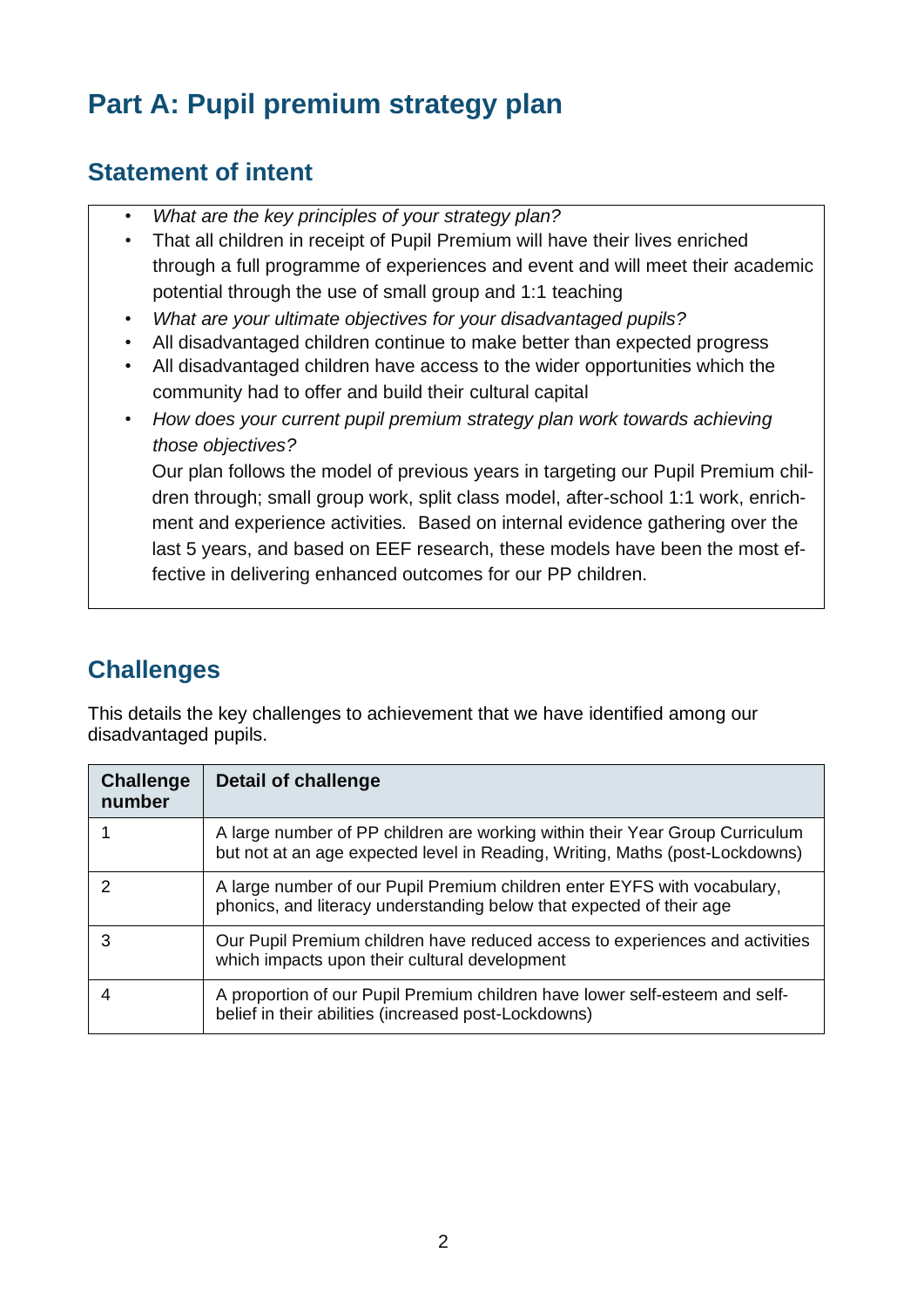# Part A: Pupil premium strategy plan

## Statement of intent

- *What are the key principles of your strategy plan?*
- That all children in receipt of Pupil Premium will have their lives enriched through a full programme of experiences and event and will meet their academic potential through the use of small group and 1:1 teaching
- *What are your ultimate objectives for your disadvantaged pupils?*
- All disadvantaged children continue to make better than expected progress
- All disadvantaged children have access to the wider opportunities which the community had to offer and build their cultural capital
- *How does your current pupil premium strategy plan work towards achieving those objectives?*

  Our plan follows the model of previous years in targeting our Pupil Premium children through; small group work, split class model, after-school 1:1 work, enrichment and experience activities. Based on internal evidence gathering over the last 5 years, and based on EEF research, these models have been the most effective in delivering enhanced outcomes for our PP children.

## Challenges

This details the key challenges to achievement that we have identified among our disadvantaged pupils.

| Challenge number | Detail of challenge |
|---|---|
| 1 | A large number of PP children are working within their Year Group Curriculum but not at an age expected level in Reading, Writing, Maths (post-Lockdowns) |
| 2 | A large number of our Pupil Premium children enter EYFS with vocabulary, phonics, and literacy understanding below that expected of their age |
| 3 | Our Pupil Premium children have reduced access to experiences and activities which impacts upon their cultural development |
| 4 | A proportion of our Pupil Premium children have lower self-esteem and self-belief in their abilities (increased post-Lockdowns) |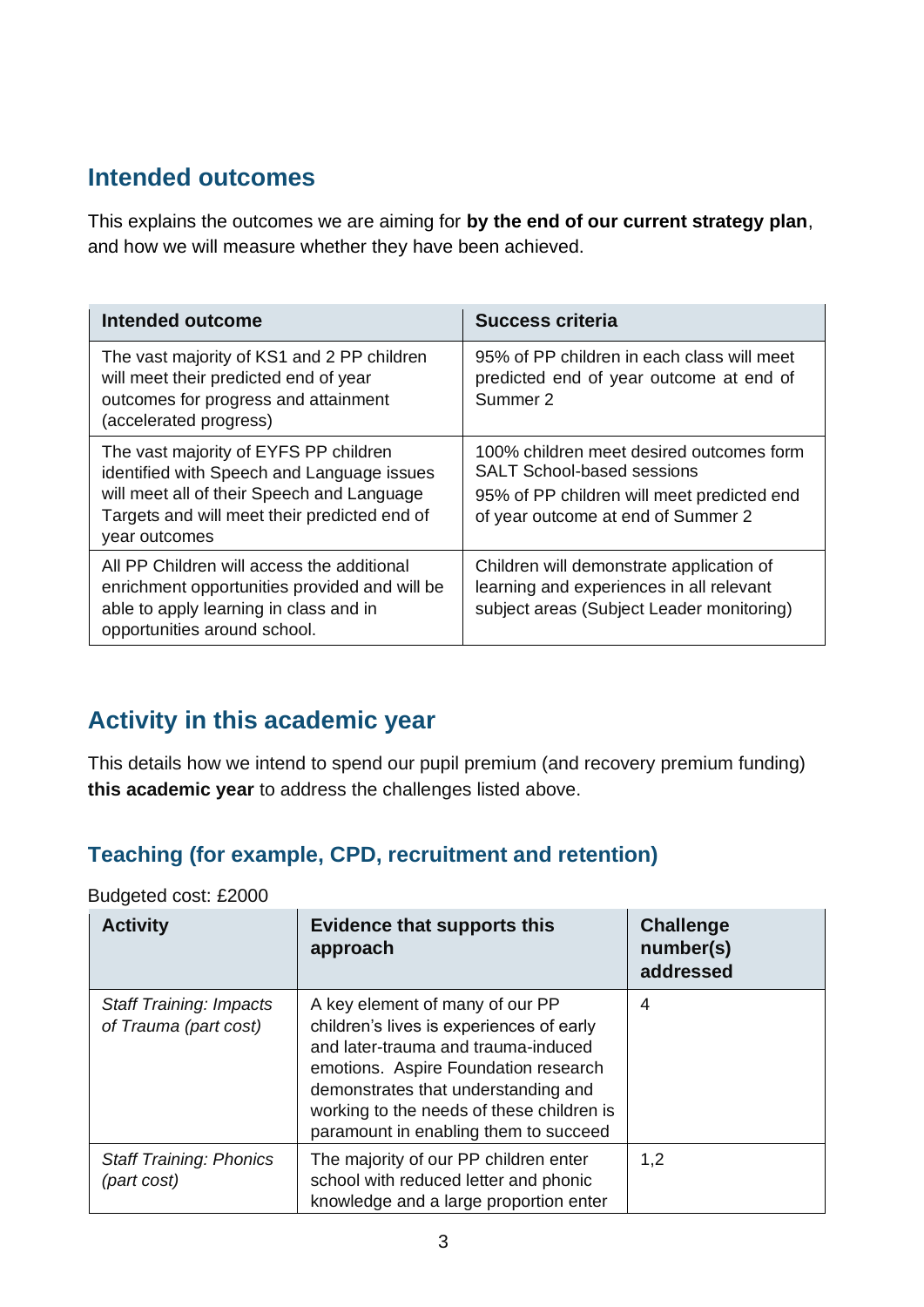## Intended outcomes

This explains the outcomes we are aiming for **by the end of our current strategy plan**, and how we will measure whether they have been achieved.

| Intended outcome | Success criteria |
|---|---|
| The vast majority of KS1 and 2 PP children will meet their predicted end of year outcomes for progress and attainment (accelerated progress) | 95% of PP children in each class will meet predicted end of year outcome at end of Summer 2 |
| The vast majority of EYFS PP children identified with Speech and Language issues will meet all of their Speech and Language Targets and will meet their predicted end of year outcomes | 100% children meet desired outcomes form SALT School-based sessions<br>95% of PP children will meet predicted end of year outcome at end of Summer 2 |
| All PP Children will access the additional enrichment opportunities provided and will be able to apply learning in class and in opportunities around school. | Children will demonstrate application of learning and experiences in all relevant subject areas (Subject Leader monitoring) |

## Activity in this academic year

This details how we intend to spend our pupil premium (and recovery premium funding) **this academic year** to address the challenges listed above.

### Teaching (for example, CPD, recruitment and retention)

Budgeted cost: £2000

| Activity | Evidence that supports this approach | Challenge number(s) addressed |
|---|---|---|
| *Staff Training: Impacts of Trauma (part cost)* | A key element of many of our PP children's lives is experiences of early and later-trauma and trauma-induced emotions. Aspire Foundation research demonstrates that understanding and working to the needs of these children is paramount in enabling them to succeed | 4 |
| *Staff Training: Phonics (part cost)* | The majority of our PP children enter school with reduced letter and phonic knowledge and a large proportion enter | 1,2 |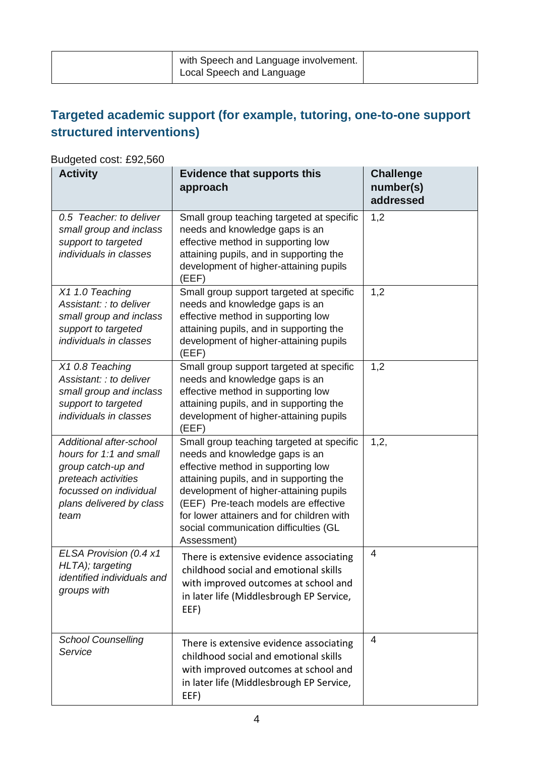| | with Speech and Language involvement. Local Speech and Language | |
|---|---|---|

## Targeted academic support (for example, tutoring, one-to-one support structured interventions)

Budgeted cost: £92,560

| Activity | Evidence that supports this approach | Challenge number(s) addressed |
|---|---|---|
| *0.5 Teacher: to deliver small group and inclass support to targeted individuals in classes* | Small group teaching targeted at specific needs and knowledge gaps is an effective method in supporting low attaining pupils, and in supporting the development of higher-attaining pupils (EEF) | 1,2 |
| *X1 1.0 Teaching Assistant: : to deliver small group and inclass support to targeted individuals in classes* | Small group support targeted at specific needs and knowledge gaps is an effective method in supporting low attaining pupils, and in supporting the development of higher-attaining pupils (EEF) | 1,2 |
| *X1 0.8 Teaching Assistant: : to deliver small group and inclass support to targeted individuals in classes* | Small group support targeted at specific needs and knowledge gaps is an effective method in supporting low attaining pupils, and in supporting the development of higher-attaining pupils (EEF) | 1,2 |
| *Additional after-school hours for 1:1 and small group catch-up and preteach activities focussed on individual plans delivered by class team* | Small group teaching targeted at specific needs and knowledge gaps is an effective method in supporting low attaining pupils, and in supporting the development of higher-attaining pupils (EEF) Pre-teach models are effective for lower attainers and for children with social communication difficulties (GL Assessment) | 1,2, |
| *ELSA Provision (0.4 x1 HLTA); targeting identified individuals and groups with* | There is extensive evidence associating childhood social and emotional skills with improved outcomes at school and in later life (Middlesbrough EP Service, EEF) | 4 |
| *School Counselling Service* | There is extensive evidence associating childhood social and emotional skills with improved outcomes at school and in later life (Middlesbrough EP Service, EEF) | 4 |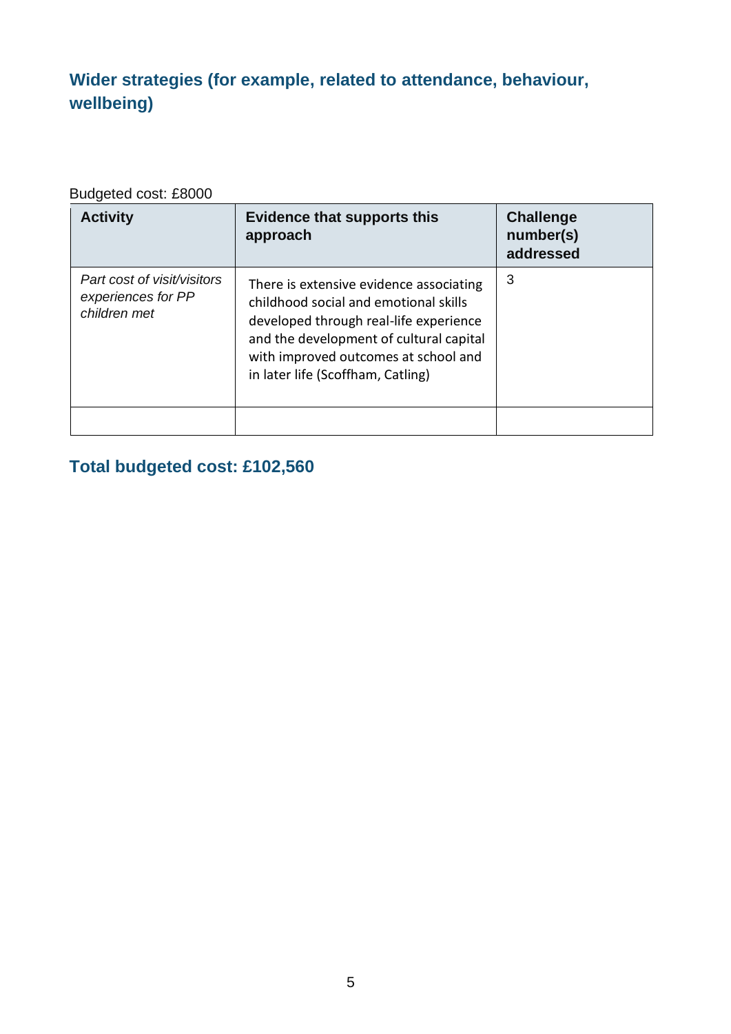### Wider strategies (for example, related to attendance, behaviour, wellbeing)

Budgeted cost: £8000

| Activity | Evidence that supports this approach | Challenge number(s) addressed |
|---|---|---|
| *Part cost of visit/visitors experiences for PP children met* | There is extensive evidence associating childhood social and emotional skills developed through real-life experience and the development of cultural capital with improved outcomes at school and in later life (Scoffham, Catling) | 3 |
| | | |

### Total budgeted cost: £102,560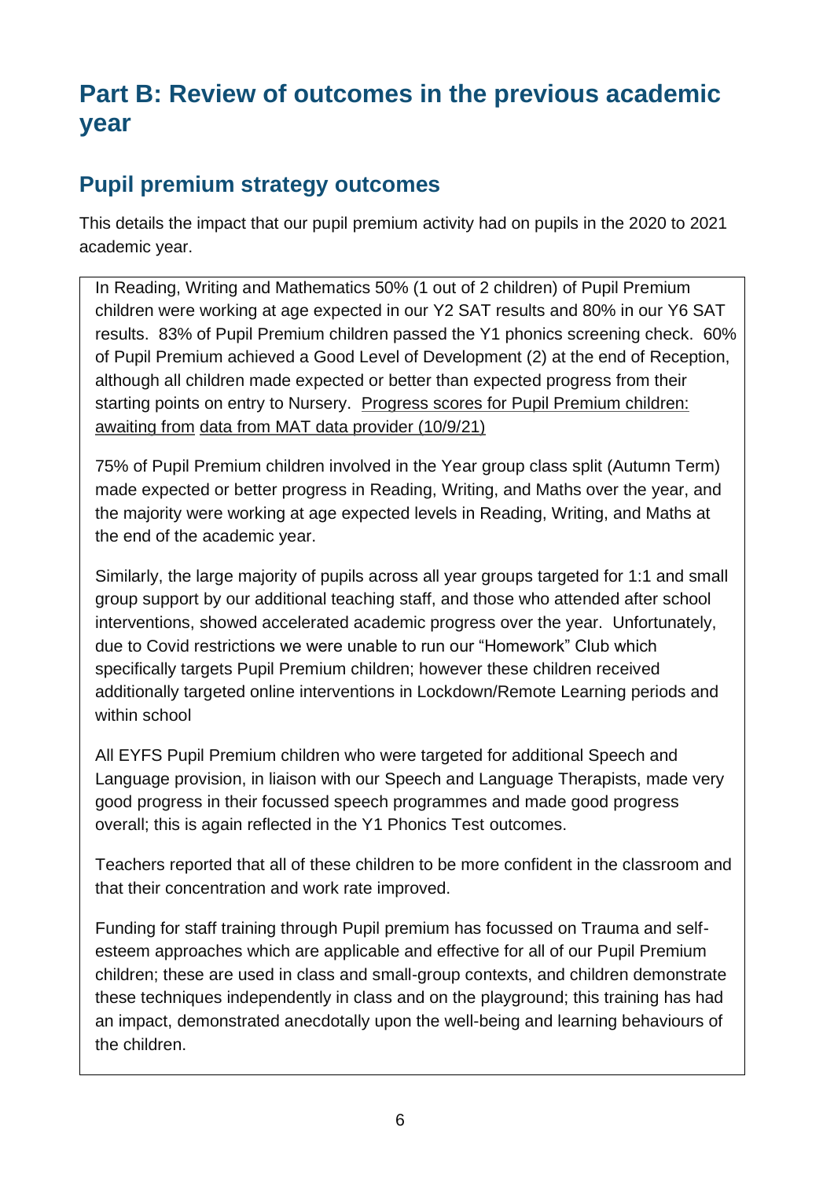# Part B: Review of outcomes in the previous academic year

## Pupil premium strategy outcomes

This details the impact that our pupil premium activity had on pupils in the 2020 to 2021 academic year.

In Reading, Writing and Mathematics 50% (1 out of 2 children) of Pupil Premium children were working at age expected in our Y2 SAT results and 80% in our Y6 SAT results. 83% of Pupil Premium children passed the Y1 phonics screening check. 60% of Pupil Premium achieved a Good Level of Development (2) at the end of Reception, although all children made expected or better than expected progress from their starting points on entry to Nursery. Progress scores for Pupil Premium children: awaiting from data from MAT data provider (10/9/21)

75% of Pupil Premium children involved in the Year group class split (Autumn Term) made expected or better progress in Reading, Writing, and Maths over the year, and the majority were working at age expected levels in Reading, Writing, and Maths at the end of the academic year.

Similarly, the large majority of pupils across all year groups targeted for 1:1 and small group support by our additional teaching staff, and those who attended after school interventions, showed accelerated academic progress over the year. Unfortunately, due to Covid restrictions we were unable to run our "Homework" Club which specifically targets Pupil Premium children; however these children received additionally targeted online interventions in Lockdown/Remote Learning periods and within school

All EYFS Pupil Premium children who were targeted for additional Speech and Language provision, in liaison with our Speech and Language Therapists, made very good progress in their focussed speech programmes and made good progress overall; this is again reflected in the Y1 Phonics Test outcomes.

Teachers reported that all of these children to be more confident in the classroom and that their concentration and work rate improved.

Funding for staff training through Pupil premium has focussed on Trauma and self-esteem approaches which are applicable and effective for all of our Pupil Premium children; these are used in class and small-group contexts, and children demonstrate these techniques independently in class and on the playground; this training has had an impact, demonstrated anecdotally upon the well-being and learning behaviours of the children.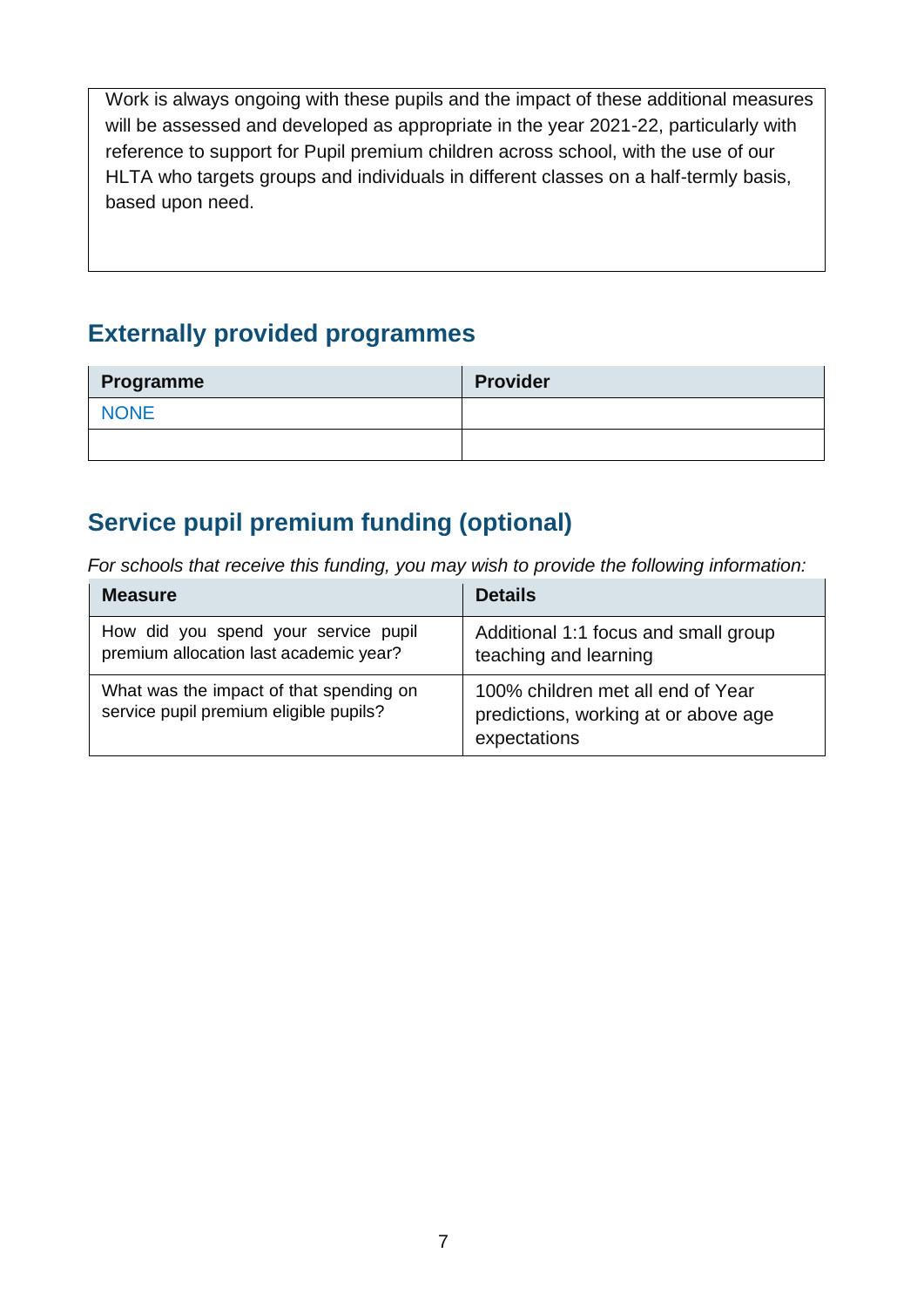Work is always ongoing with these pupils and the impact of these additional measures will be assessed and developed as appropriate in the year 2021-22, particularly with reference to support for Pupil premium children across school, with the use of our HLTA who targets groups and individuals in different classes on a half-termly basis, based upon need.

## Externally provided programmes

| Programme | Provider |
|---|---|
| NONE | |
| | |

## Service pupil premium funding (optional)

*For schools that receive this funding, you may wish to provide the following information:*

| Measure | Details |
|---|---|
| How did you spend your service pupil premium allocation last academic year? | Additional 1:1 focus and small group teaching and learning |
| What was the impact of that spending on service pupil premium eligible pupils? | 100% children met all end of Year predictions, working at or above age expectations |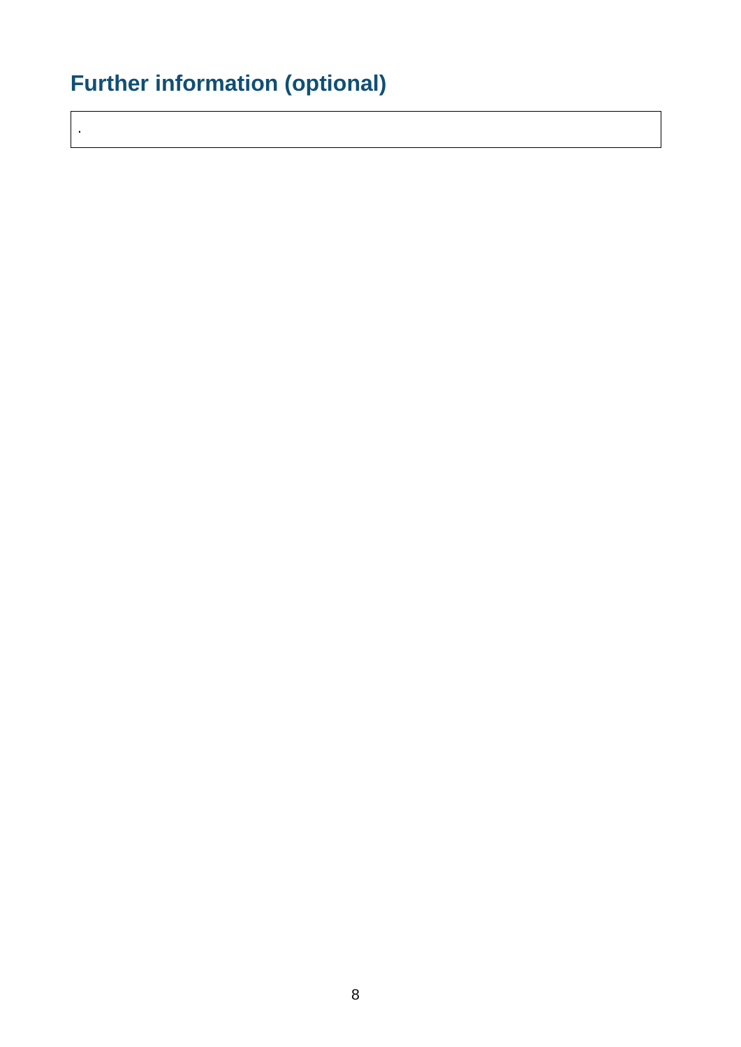## Further information (optional)

| |
|---|
| . |